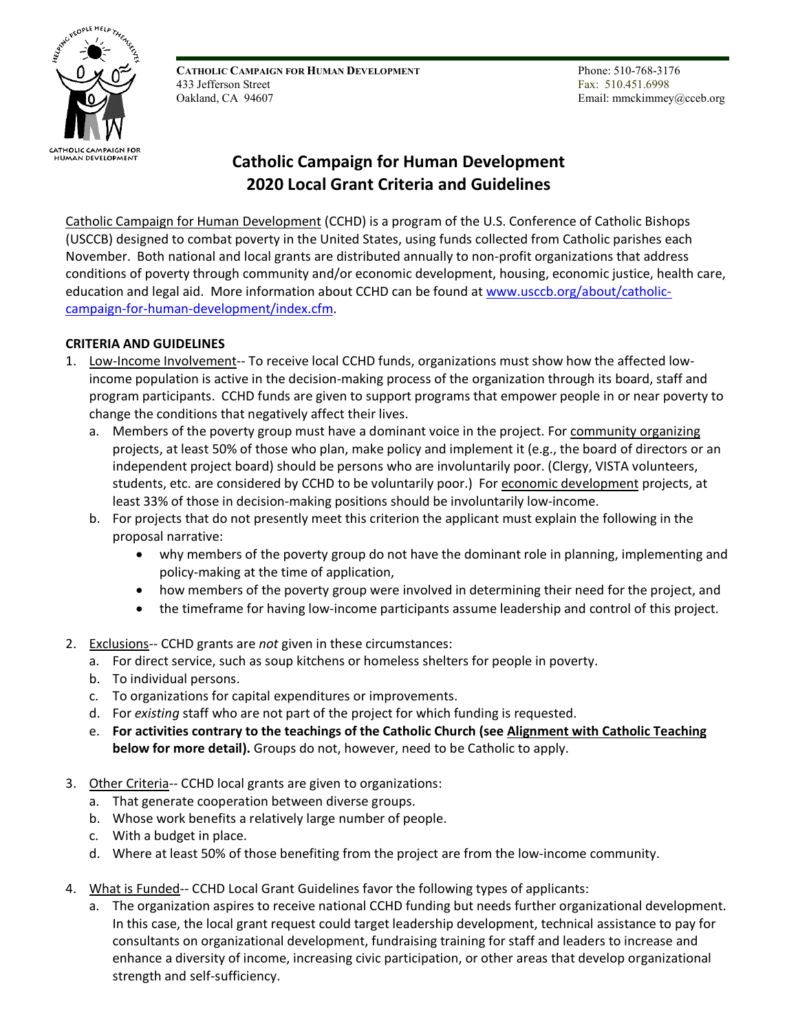**CATHOLIC CAMPAIGN FOR HUMAN DEVELOPMENT**
433 Jefferson Street
Oakland, CA 94607

Phone: 510-768-3176
Fax: 510.451.6998
Email: mmckimmey@cceb.org

# Catholic Campaign for Human Development 2020 Local Grant Criteria and Guidelines

Catholic Campaign for Human Development (CCHD) is a program of the U.S. Conference of Catholic Bishops (USCCB) designed to combat poverty in the United States, using funds collected from Catholic parishes each November. Both national and local grants are distributed annually to non-profit organizations that address conditions of poverty through community and/or economic development, housing, economic justice, health care, education and legal aid. More information about CCHD can be found at www.usccb.org/about/catholic-campaign-for-human-development/index.cfm.

**CRITERIA AND GUIDELINES**

1. Low-Income Involvement-- To receive local CCHD funds, organizations must show how the affected low-income population is active in the decision-making process of the organization through its board, staff and program participants. CCHD funds are given to support programs that empower people in or near poverty to change the conditions that negatively affect their lives.
   a. Members of the poverty group must have a dominant voice in the project. For community organizing projects, at least 50% of those who plan, make policy and implement it (e.g., the board of directors or an independent project board) should be persons who are involuntarily poor. (Clergy, VISTA volunteers, students, etc. are considered by CCHD to be voluntarily poor.) For economic development projects, at least 33% of those in decision-making positions should be involuntarily low-income.
   b. For projects that do not presently meet this criterion the applicant must explain the following in the proposal narrative:
      - why members of the poverty group do not have the dominant role in planning, implementing and policy-making at the time of application,
      - how members of the poverty group were involved in determining their need for the project, and
      - the timeframe for having low-income participants assume leadership and control of this project.

2. Exclusions-- CCHD grants are *not* given in these circumstances:
   a. For direct service, such as soup kitchens or homeless shelters for people in poverty.
   b. To individual persons.
   c. To organizations for capital expenditures or improvements.
   d. For *existing* staff who are not part of the project for which funding is requested.
   e. **For activities contrary to the teachings of the Catholic Church (see Alignment with Catholic Teaching below for more detail).** Groups do not, however, need to be Catholic to apply.

3. Other Criteria-- CCHD local grants are given to organizations:
   a. That generate cooperation between diverse groups.
   b. Whose work benefits a relatively large number of people.
   c. With a budget in place.
   d. Where at least 50% of those benefiting from the project are from the low-income community.

4. What is Funded-- CCHD Local Grant Guidelines favor the following types of applicants:
   a. The organization aspires to receive national CCHD funding but needs further organizational development. In this case, the local grant request could target leadership development, technical assistance to pay for consultants on organizational development, fundraising training for staff and leaders to increase and enhance a diversity of income, increasing civic participation, or other areas that develop organizational strength and self-sufficiency.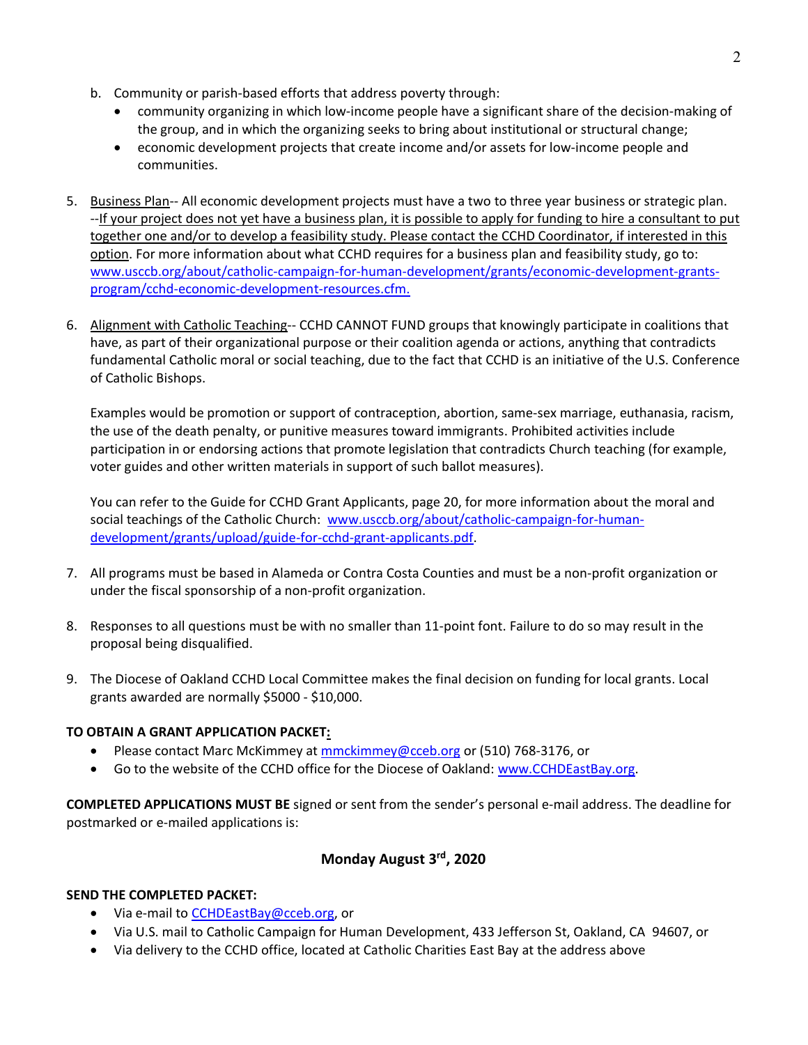b. Community or parish-based efforts that address poverty through:
    - community organizing in which low-income people have a significant share of the decision-making of the group, and in which the organizing seeks to bring about institutional or structural change;
    - economic development projects that create income and/or assets for low-income people and communities.

5. Business Plan-- All economic development projects must have a two to three year business or strategic plan. --If your project does not yet have a business plan, it is possible to apply for funding to hire a consultant to put together one and/or to develop a feasibility study. Please contact the CCHD Coordinator, if interested in this option. For more information about what CCHD requires for a business plan and feasibility study, go to: www.usccb.org/about/catholic-campaign-for-human-development/grants/economic-development-grants-program/cchd-economic-development-resources.cfm.

6. Alignment with Catholic Teaching-- CCHD CANNOT FUND groups that knowingly participate in coalitions that have, as part of their organizational purpose or their coalition agenda or actions, anything that contradicts fundamental Catholic moral or social teaching, due to the fact that CCHD is an initiative of the U.S. Conference of Catholic Bishops.

   Examples would be promotion or support of contraception, abortion, same-sex marriage, euthanasia, racism, the use of the death penalty, or punitive measures toward immigrants. Prohibited activities include participation in or endorsing actions that promote legislation that contradicts Church teaching (for example, voter guides and other written materials in support of such ballot measures).

   You can refer to the Guide for CCHD Grant Applicants, page 20, for more information about the moral and social teachings of the Catholic Church: www.usccb.org/about/catholic-campaign-for-human-development/grants/upload/guide-for-cchd-grant-applicants.pdf.

7. All programs must be based in Alameda or Contra Costa Counties and must be a non-profit organization or under the fiscal sponsorship of a non-profit organization.

8. Responses to all questions must be with no smaller than 11-point font. Failure to do so may result in the proposal being disqualified.

9. The Diocese of Oakland CCHD Local Committee makes the final decision on funding for local grants. Local grants awarded are normally $5000 - $10,000.

**TO OBTAIN A GRANT APPLICATION PACKET:**

- Please contact Marc McKimmey at mmckimmey@cceb.org or (510) 768-3176, or
- Go to the website of the CCHD office for the Diocese of Oakland: www.CCHDEastBay.org.

**COMPLETED APPLICATIONS MUST BE** signed or sent from the sender's personal e-mail address. The deadline for postmarked or e-mailed applications is:

**Monday August 3rd, 2020**

**SEND THE COMPLETED PACKET:**

- Via e-mail to CCHDEastBay@cceb.org, or
- Via U.S. mail to Catholic Campaign for Human Development, 433 Jefferson St, Oakland, CA 94607, or
- Via delivery to the CCHD office, located at Catholic Charities East Bay at the address above